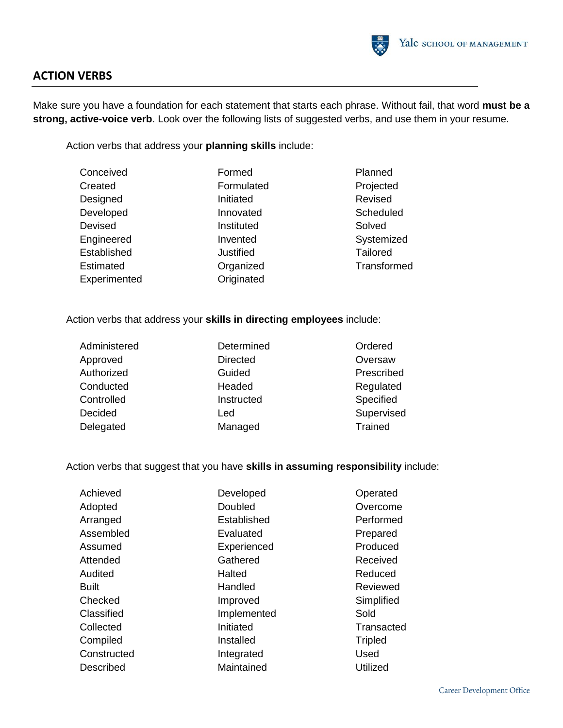## ACTION VERBS

Make sure you have a foundation for each statement that starts each phrase. Without fail, that word **must be a strong, active-voice verb**. Look over the following lists of suggested verbs, and use them in your resume.

Action verbs that address your **planning skills** include:

| | | |
|---|---|---|
| Conceived | Formed | Planned |
| Created | Formulated | Projected |
| Designed | Initiated | Revised |
| Developed | Innovated | Scheduled |
| Devised | Instituted | Solved |
| Engineered | Invented | Systemized |
| Established | Justified | Tailored |
| Estimated | Organized | Transformed |
| Experimented | Originated | |

Action verbs that address your **skills in directing employees** include:

| | | |
|---|---|---|
| Administered | Determined | Ordered |
| Approved | Directed | Oversaw |
| Authorized | Guided | Prescribed |
| Conducted | Headed | Regulated |
| Controlled | Instructed | Specified |
| Decided | Led | Supervised |
| Delegated | Managed | Trained |

Action verbs that suggest that you have **skills in assuming responsibility** include:

| | | |
|---|---|---|
| Achieved | Developed | Operated |
| Adopted | Doubled | Overcome |
| Arranged | Established | Performed |
| Assembled | Evaluated | Prepared |
| Assumed | Experienced | Produced |
| Attended | Gathered | Received |
| Audited | Halted | Reduced |
| Built | Handled | Reviewed |
| Checked | Improved | Simplified |
| Classified | Implemented | Sold |
| Collected | Initiated | Transacted |
| Compiled | Installed | Tripled |
| Constructed | Integrated | Used |
| Described | Maintained | Utilized |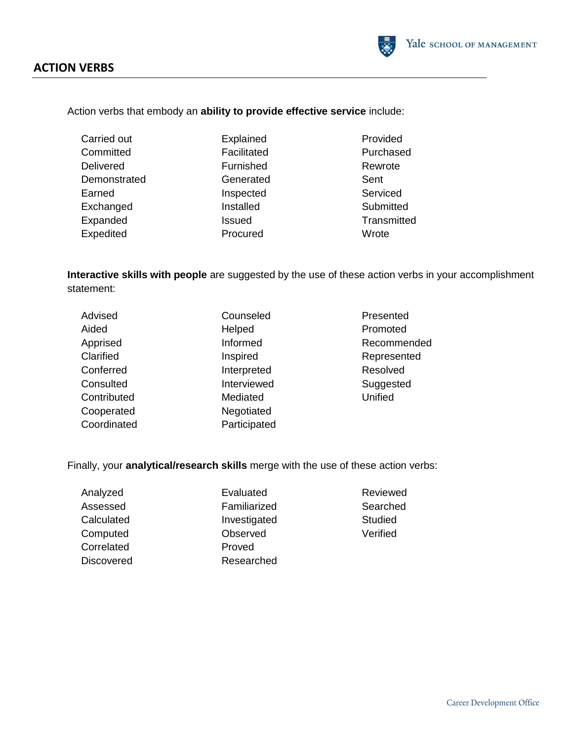## ACTION VERBS

Action verbs that embody an **ability to provide effective service** include:

- Carried out
- Committed
- Delivered
- Demonstrated
- Earned
- Exchanged
- Expanded
- Expedited
- Explained
- Facilitated
- Furnished
- Generated
- Inspected
- Installed
- Issued
- Procured
- Provided
- Purchased
- Rewrote
- Sent
- Serviced
- Submitted
- Transmitted
- Wrote

**Interactive skills with people** are suggested by the use of these action verbs in your accomplishment statement:

- Advised
- Aided
- Apprised
- Clarified
- Conferred
- Consulted
- Contributed
- Cooperated
- Coordinated
- Counseled
- Helped
- Informed
- Inspired
- Interpreted
- Interviewed
- Mediated
- Negotiated
- Participated
- Presented
- Promoted
- Recommended
- Represented
- Resolved
- Suggested
- Unified

Finally, your **analytical/research skills** merge with the use of these action verbs:

- Analyzed
- Assessed
- Calculated
- Computed
- Correlated
- Discovered
- Evaluated
- Familiarized
- Investigated
- Observed
- Proved
- Researched
- Reviewed
- Searched
- Studied
- Verified